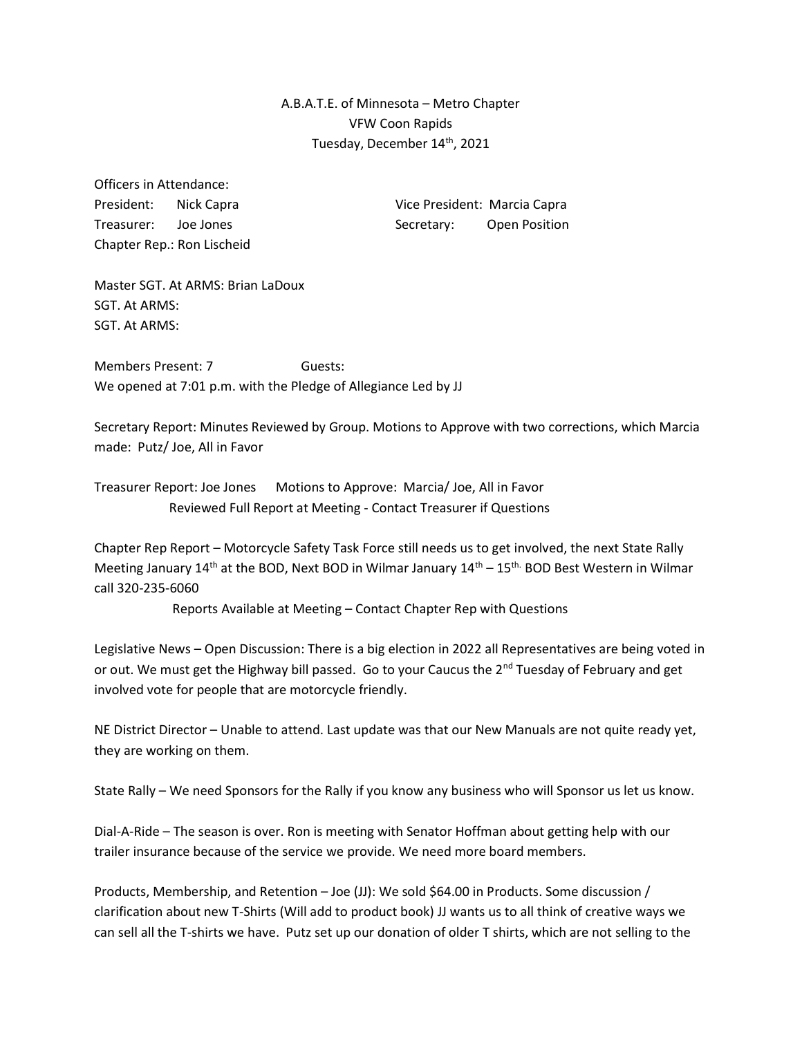A.B.A.T.E. of Minnesota – Metro Chapter
VFW Coon Rapids
Tuesday, December 14th, 2021

Officers in Attendance:

President: Nick Capra
Vice President: Marcia Capra
Treasurer: Joe Jones
Secretary: Open Position
Chapter Rep.: Ron Lischeid

Master SGT. At ARMS: Brian LaDoux
SGT. At ARMS:
SGT. At ARMS:

Members Present: 7 Guests:
We opened at 7:01 p.m. with the Pledge of Allegiance Led by JJ

Secretary Report: Minutes Reviewed by Group. Motions to Approve with two corrections, which Marcia made: Putz/ Joe, All in Favor

Treasurer Report: Joe Jones Motions to Approve: Marcia/ Joe, All in Favor
Reviewed Full Report at Meeting - Contact Treasurer if Questions

Chapter Rep Report – Motorcycle Safety Task Force still needs us to get involved, the next State Rally Meeting January 14th at the BOD, Next BOD in Wilmar January 14th – 15th. BOD Best Western in Wilmar call 320-235-6060
Reports Available at Meeting – Contact Chapter Rep with Questions

Legislative News – Open Discussion: There is a big election in 2022 all Representatives are being voted in or out. We must get the Highway bill passed. Go to your Caucus the 2nd Tuesday of February and get involved vote for people that are motorcycle friendly.

NE District Director – Unable to attend. Last update was that our New Manuals are not quite ready yet, they are working on them.

State Rally – We need Sponsors for the Rally if you know any business who will Sponsor us let us know.

Dial-A-Ride – The season is over. Ron is meeting with Senator Hoffman about getting help with our trailer insurance because of the service we provide. We need more board members.

Products, Membership, and Retention – Joe (JJ): We sold $64.00 in Products. Some discussion / clarification about new T-Shirts (Will add to product book) JJ wants us to all think of creative ways we can sell all the T-shirts we have. Putz set up our donation of older T shirts, which are not selling to the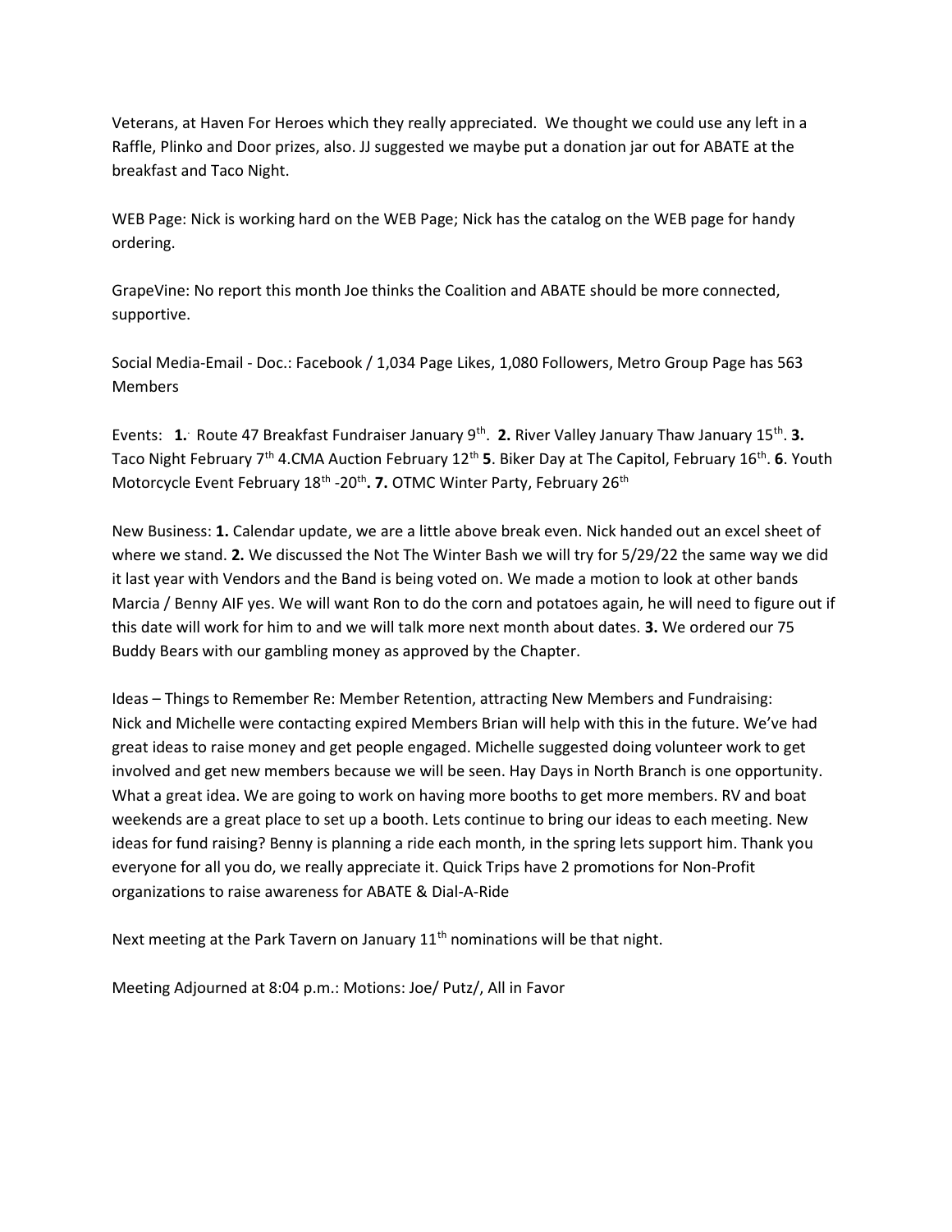Veterans, at Haven For Heroes which they really appreciated. We thought we could use any left in a Raffle, Plinko and Door prizes, also. JJ suggested we maybe put a donation jar out for ABATE at the breakfast and Taco Night.

WEB Page: Nick is working hard on the WEB Page; Nick has the catalog on the WEB page for handy ordering.

GrapeVine: No report this month Joe thinks the Coalition and ABATE should be more connected, supportive.

Social Media-Email - Doc.: Facebook / 1,034 Page Likes, 1,080 Followers, Metro Group Page has 563 Members

Events: **1.** Route 47 Breakfast Fundraiser January 9th. **2.** River Valley January Thaw January 15th. **3.** Taco Night February 7th 4.CMA Auction February 12th **5**. Biker Day at The Capitol, February 16th. **6**. Youth Motorcycle Event February 18th -20th**. 7.** OTMC Winter Party, February 26th

New Business: **1.** Calendar update, we are a little above break even. Nick handed out an excel sheet of where we stand. **2.** We discussed the Not The Winter Bash we will try for 5/29/22 the same way we did it last year with Vendors and the Band is being voted on. We made a motion to look at other bands Marcia / Benny AIF yes. We will want Ron to do the corn and potatoes again, he will need to figure out if this date will work for him to and we will talk more next month about dates. **3.** We ordered our 75 Buddy Bears with our gambling money as approved by the Chapter.

Ideas – Things to Remember Re: Member Retention, attracting New Members and Fundraising: Nick and Michelle were contacting expired Members Brian will help with this in the future. We've had great ideas to raise money and get people engaged. Michelle suggested doing volunteer work to get involved and get new members because we will be seen. Hay Days in North Branch is one opportunity. What a great idea. We are going to work on having more booths to get more members. RV and boat weekends are a great place to set up a booth. Lets continue to bring our ideas to each meeting. New ideas for fund raising? Benny is planning a ride each month, in the spring lets support him. Thank you everyone for all you do, we really appreciate it. Quick Trips have 2 promotions for Non-Profit organizations to raise awareness for ABATE & Dial-A-Ride

Next meeting at the Park Tavern on January 11th nominations will be that night.

Meeting Adjourned at 8:04 p.m.: Motions: Joe/ Putz/, All in Favor